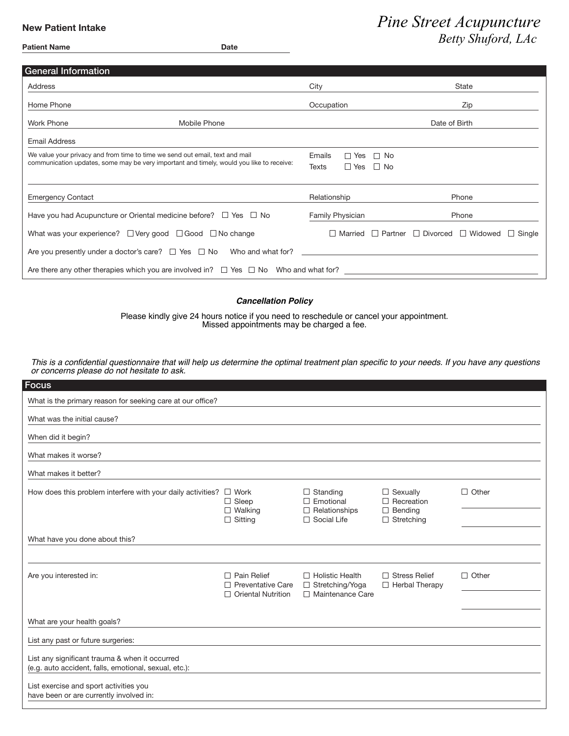# Pine Street Acupuncture

*Betty Shuford, LAc*

## New Patient Intake

**Patient Name** ______________________ **Date** __________

## General Information

Address ______________________ City ______________ State ______

Home Phone ______________________ Occupation ______________ Zip ______

Work Phone ______________ Mobile Phone ______________ Date of Birth ______________

Email Address ______________________________________________

We value your privacy and from time to time we send out email, text and mail communication updates, some may be very important and timely, would you like to receive:

Emails ☐ Yes ☐ No

Texts ☐ Yes ☐ No

Emergency Contact ______________________ Relationship ______________ Phone ______________

Have you had Acupuncture or Oriental medicine before? ☐ Yes ☐ No

Family Physician ______________ Phone ______________

What was your experience? ☐ Very good ☐ Good ☐ No change

☐ Married ☐ Partner ☐ Divorced ☐ Widowed ☐ Single

Are you presently under a doctor's care? ☐ Yes ☐ No Who and what for? ______________________

Are there any other therapies which you are involved in? ☐ Yes ☐ No Who and what for? ______________________

***Cancellation Policy***

Please kindly give 24 hours notice if you need to reschedule or cancel your appointment.
Missed appointments may be charged a fee.

*This is a confidential questionnaire that will help us determine the optimal treatment plan specific to your needs. If you have any questions or concerns please do not hesitate to ask.*

## Focus

What is the primary reason for seeking care at our office? ______________________________

What was the initial cause? ______________________________

When did it begin? ______________________________

What makes it worse? ______________________________

What makes it better? ______________________________

How does this problem interfere with your daily activities?

☐ Work ☐ Sleep ☐ Walking ☐ Sitting
☐ Standing ☐ Emotional ☐ Relationships ☐ Social Life
☐ Sexually ☐ Recreation ☐ Bending ☐ Stretching
☐ Other ______________

What have you done about this? ______________________________

Are you interested in:

☐ Pain Relief ☐ Preventative Care ☐ Oriental Nutrition
☐ Holistic Health ☐ Stretching/Yoga ☐ Maintenance Care
☐ Stress Relief ☐ Herbal Therapy
☐ Other ______________

What are your health goals? ______________________________

List any past or future surgeries: ______________________________

List any significant trauma & when it occurred (e.g. auto accident, falls, emotional, sexual, etc.): ______________________________

List exercise and sport activities you have been or are currently involved in: ______________________________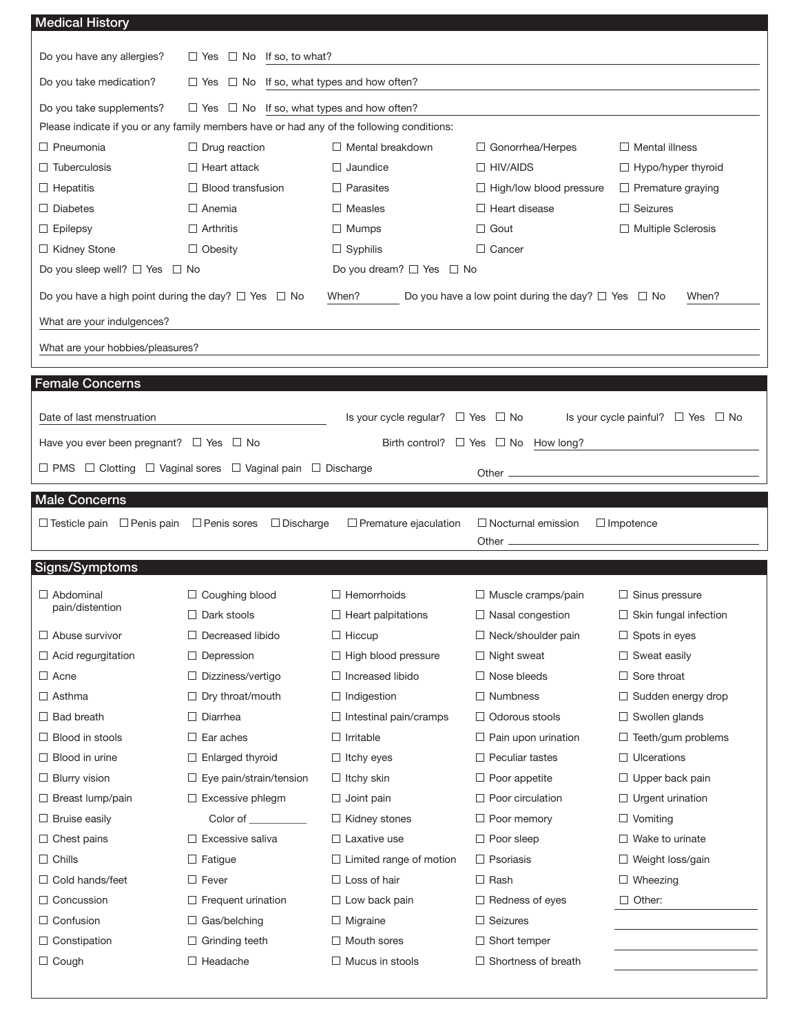## Medical History

Do you have any allergies? ☐ Yes ☐ No If so, to what? \_\_\_\_\_\_\_\_\_\_\_\_\_\_\_\_\_\_\_\_

Do you take medication? ☐ Yes ☐ No If so, what types and how often? \_\_\_\_\_\_\_\_\_\_\_\_\_\_\_\_\_\_\_\_

Do you take supplements? ☐ Yes ☐ No If so, what types and how often? \_\_\_\_\_\_\_\_\_\_\_\_\_\_\_\_\_\_\_\_

Please indicate if you or any family members have or had any of the following conditions:

| | | | | |
|---|---|---|---|---|
| ☐ Pneumonia | ☐ Drug reaction | ☐ Mental breakdown | ☐ Gonorrhea/Herpes | ☐ Mental illness |
| ☐ Tuberculosis | ☐ Heart attack | ☐ Jaundice | ☐ HIV/AIDS | ☐ Hypo/hyper thyroid |
| ☐ Hepatitis | ☐ Blood transfusion | ☐ Parasites | ☐ High/low blood pressure | ☐ Premature graying |
| ☐ Diabetes | ☐ Anemia | ☐ Measles | ☐ Heart disease | ☐ Seizures |
| ☐ Epilepsy | ☐ Arthritis | ☐ Mumps | ☐ Gout | ☐ Multiple Sclerosis |
| ☐ Kidney Stone | ☐ Obesity | ☐ Syphilis | ☐ Cancer | |

Do you sleep well? ☐ Yes ☐ No

Do you dream? ☐ Yes ☐ No

Do you have a high point during the day? ☐ Yes ☐ No When? \_\_\_\_\_\_\_\_\_\_

Do you have a low point during the day? ☐ Yes ☐ No When? \_\_\_\_\_\_\_\_\_\_

What are your indulgences? \_\_\_\_\_\_\_\_\_\_\_\_\_\_\_\_\_\_\_\_

What are your hobbies/pleasures? \_\_\_\_\_\_\_\_\_\_\_\_\_\_\_\_\_\_\_\_

## Female Concerns

Date of last menstruation \_\_\_\_\_\_\_\_\_\_\_\_\_\_\_\_\_\_\_\_

Is your cycle regular? ☐ Yes ☐ No

Is your cycle painful? ☐ Yes ☐ No

Have you ever been pregnant? ☐ Yes ☐ No

Birth control? ☐ Yes ☐ No How long? \_\_\_\_\_\_\_\_\_\_

☐ PMS ☐ Clotting ☐ Vaginal sores ☐ Vaginal pain ☐ Discharge

Other \_\_\_\_\_\_\_\_\_\_\_\_\_\_\_\_\_\_\_\_

## Male Concerns

☐ Testicle pain ☐ Penis pain ☐ Penis sores ☐ Discharge ☐ Premature ejaculation ☐ Nocturnal emission ☐ Impotence

Other \_\_\_\_\_\_\_\_\_\_\_\_\_\_\_\_\_\_\_\_

## Signs/Symptoms

| | | | | |
|---|---|---|---|---|
| ☐ Abdominal pain/distention | ☐ Coughing blood | ☐ Hemorrhoids | ☐ Muscle cramps/pain | ☐ Sinus pressure |
| | ☐ Dark stools | ☐ Heart palpitations | ☐ Nasal congestion | ☐ Skin fungal infection |
| ☐ Abuse survivor | ☐ Decreased libido | ☐ Hiccup | ☐ Neck/shoulder pain | ☐ Spots in eyes |
| ☐ Acid regurgitation | ☐ Depression | ☐ High blood pressure | ☐ Night sweat | ☐ Sweat easily |
| ☐ Acne | ☐ Dizziness/vertigo | ☐ Increased libido | ☐ Nose bleeds | ☐ Sore throat |
| ☐ Asthma | ☐ Dry throat/mouth | ☐ Indigestion | ☐ Numbness | ☐ Sudden energy drop |
| ☐ Bad breath | ☐ Diarrhea | ☐ Intestinal pain/cramps | ☐ Odorous stools | ☐ Swollen glands |
| ☐ Blood in stools | ☐ Ear aches | ☐ Irritable | ☐ Pain upon urination | ☐ Teeth/gum problems |
| ☐ Blood in urine | ☐ Enlarged thyroid | ☐ Itchy eyes | ☐ Peculiar tastes | ☐ Ulcerations |
| ☐ Blurry vision | ☐ Eye pain/strain/tension | ☐ Itchy skin | ☐ Poor appetite | ☐ Upper back pain |
| ☐ Breast lump/pain | ☐ Excessive phlegm | ☐ Joint pain | ☐ Poor circulation | ☐ Urgent urination |
| ☐ Bruise easily | Color of \_\_\_\_\_\_\_\_ | ☐ Kidney stones | ☐ Poor memory | ☐ Vomiting |
| ☐ Chest pains | ☐ Excessive saliva | ☐ Laxative use | ☐ Poor sleep | ☐ Wake to urinate |
| ☐ Chills | ☐ Fatigue | ☐ Limited range of motion | ☐ Psoriasis | ☐ Weight loss/gain |
| ☐ Cold hands/feet | ☐ Fever | ☐ Loss of hair | ☐ Rash | ☐ Wheezing |
| ☐ Concussion | ☐ Frequent urination | ☐ Low back pain | ☐ Redness of eyes | ☐ Other: \_\_\_\_\_\_\_\_ |
| ☐ Confusion | ☐ Gas/belching | ☐ Migraine | ☐ Seizures | \_\_\_\_\_\_\_\_ |
| ☐ Constipation | ☐ Grinding teeth | ☐ Mouth sores | ☐ Short temper | \_\_\_\_\_\_\_\_ |
| ☐ Cough | ☐ Headache | ☐ Mucus in stools | ☐ Shortness of breath | \_\_\_\_\_\_\_\_ |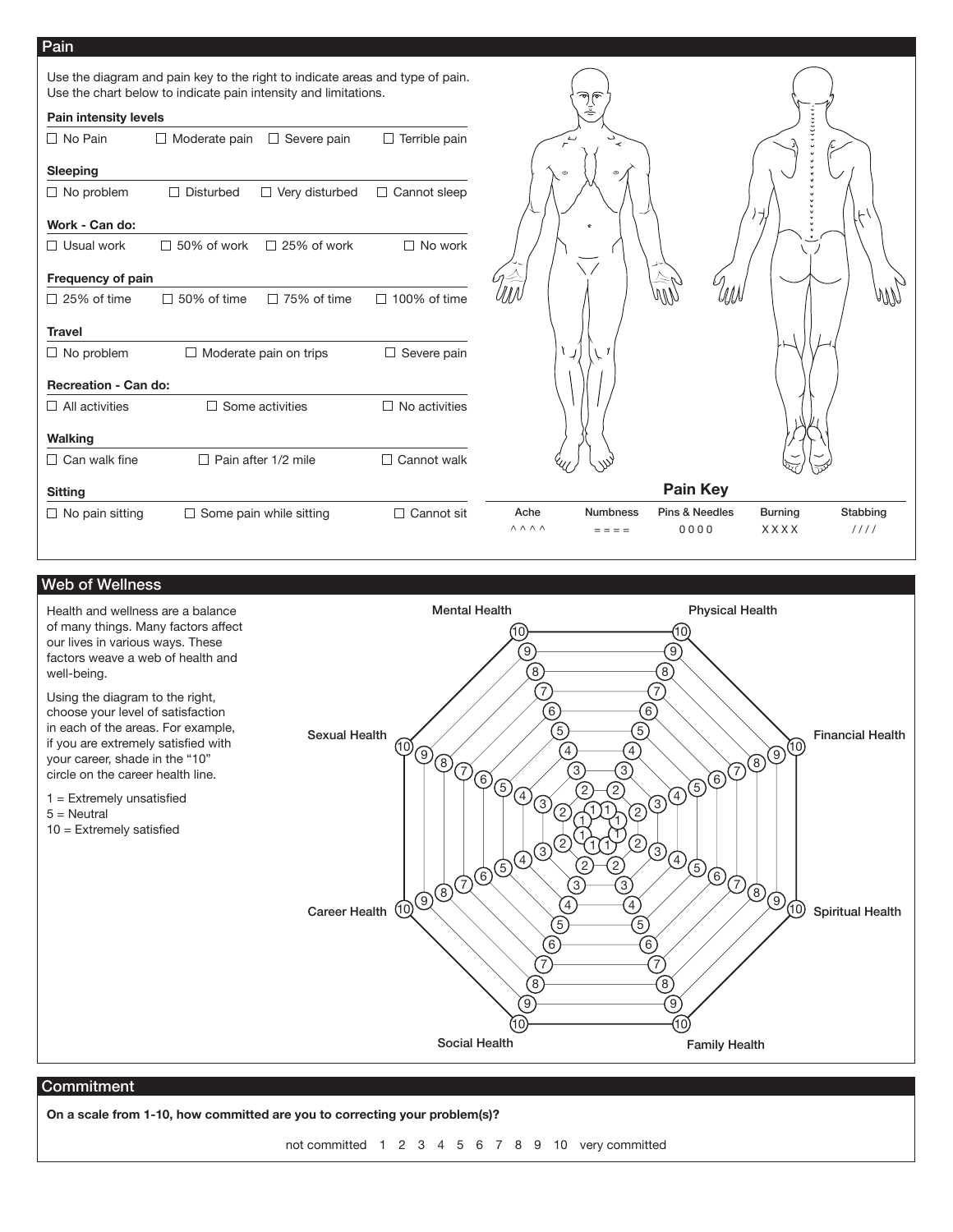## Pain

Use the diagram and pain key to the right to indicate areas and type of pain.
Use the chart below to indicate pain intensity and limitations.

**Pain intensity levels**

☐ No Pain ☐ Moderate pain ☐ Severe pain ☐ Terrible pain

**Sleeping**

☐ No problem ☐ Disturbed ☐ Very disturbed ☐ Cannot sleep

**Work - Can do:**

☐ Usual work ☐ 50% of work ☐ 25% of work ☐ No work

**Frequency of pain**

☐ 25% of time ☐ 50% of time ☐ 75% of time ☐ 100% of time

**Travel**

☐ No problem ☐ Moderate pain on trips ☐ Severe pain

**Recreation - Can do:**

☐ All activities ☐ Some activities ☐ No activities

**Walking**

☐ Can walk fine ☐ Pain after 1/2 mile ☐ Cannot walk

**Sitting**

☐ No pain sitting ☐ Some pain while sitting ☐ Cannot sit

**Pain Key**

| Ache | Numbness | Pins & Needles | Burning | Stabbing |
|---|---|---|---|---|
| ^ ^ ^ ^ | = = = = | 0 0 0 0 | X X X X | / / / / |

## Web of Wellness

Health and wellness are a balance of many things. Many factors affect our lives in various ways. These factors weave a web of health and well-being.

Using the diagram to the right, choose your level of satisfaction in each of the areas. For example, if you are extremely satisfied with your career, shade in the "10" circle on the career health line.

1 = Extremely unsatisfied
5 = Neutral
10 = Extremely satisfied

Mental Health
Physical Health
Financial Health
Spiritual Health
Family Health
Social Health
Career Health
Sexual Health

1 2 3 4 5 6 7 8 9 10

## Commitment

**On a scale from 1-10, how committed are you to correcting your problem(s)?**

not committed 1 2 3 4 5 6 7 8 9 10 very committed